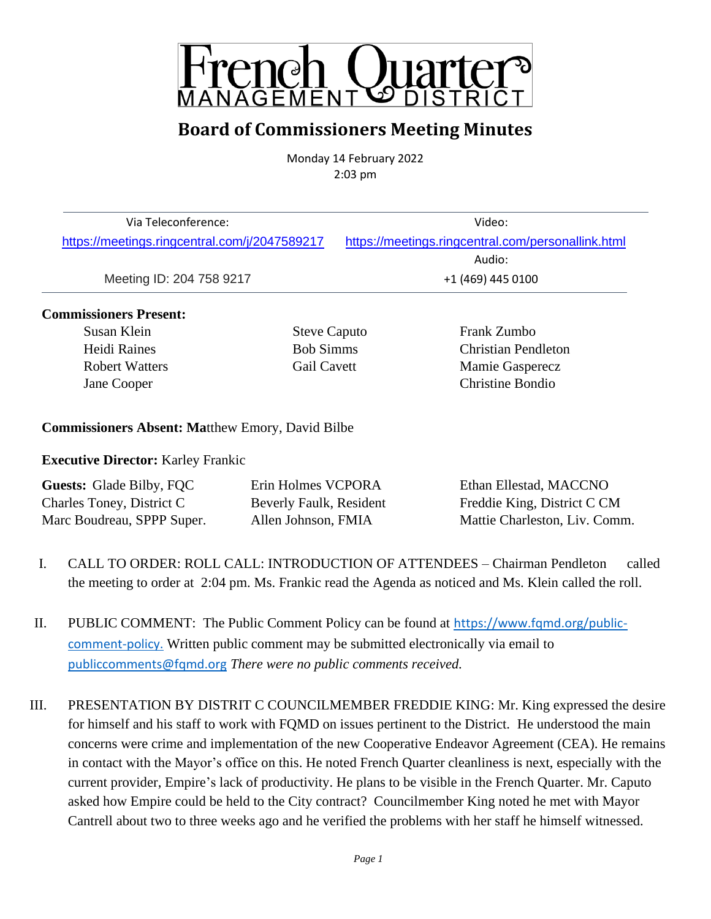# French Quarter MANAGEMENT DISTRICT

## Board of Commissioners Meeting Minutes

Monday 14 February 2022
2:03 pm

| Via Teleconference: | Video: |
|---|---|
| https://meetings.ringcentral.com/j/2047589217 | https://meetings.ringcentral.com/personallink.html |
| | Audio: |
| Meeting ID: 204 758 9217 | +1 (469) 445 0100 |

**Commissioners Present:**

| | | |
|---|---|---|
| Susan Klein | Steve Caputo | Frank Zumbo |
| Heidi Raines | Bob Simms | Christian Pendleton |
| Robert Watters | Gail Cavett | Mamie Gasperecz |
| Jane Cooper | | Christine Bondio |

**Commissioners Absent: Ma**tthew Emory, David Bilbe

**Executive Director:** Karley Frankic

| | | |
|---|---|---|
| **Guests:** Glade Bilby, FQC | Erin Holmes VCPORA | Ethan Ellestad, MACCNO |
| Charles Toney, District C | Beverly Faulk, Resident | Freddie King, District C CM |
| Marc Boudreau, SPPP Super. | Allen Johnson, FMIA | Mattie Charleston, Liv. Comm. |

I. CALL TO ORDER: ROLL CALL: INTRODUCTION OF ATTENDEES – Chairman Pendleton called the meeting to order at 2:04 pm. Ms. Frankic read the Agenda as noticed and Ms. Klein called the roll.

II. PUBLIC COMMENT: The Public Comment Policy can be found at https://www.fqmd.org/public-comment-policy. Written public comment may be submitted electronically via email to publiccomments@fqmd.org *There were no public comments received.*

III. PRESENTATION BY DISTRIT C COUNCILMEMBER FREDDIE KING: Mr. King expressed the desire for himself and his staff to work with FQMD on issues pertinent to the District. He understood the main concerns were crime and implementation of the new Cooperative Endeavor Agreement (CEA). He remains in contact with the Mayor's office on this. He noted French Quarter cleanliness is next, especially with the current provider, Empire's lack of productivity. He plans to be visible in the French Quarter. Mr. Caputo asked how Empire could be held to the City contract? Councilmember King noted he met with Mayor Cantrell about two to three weeks ago and he verified the problems with her staff he himself witnessed.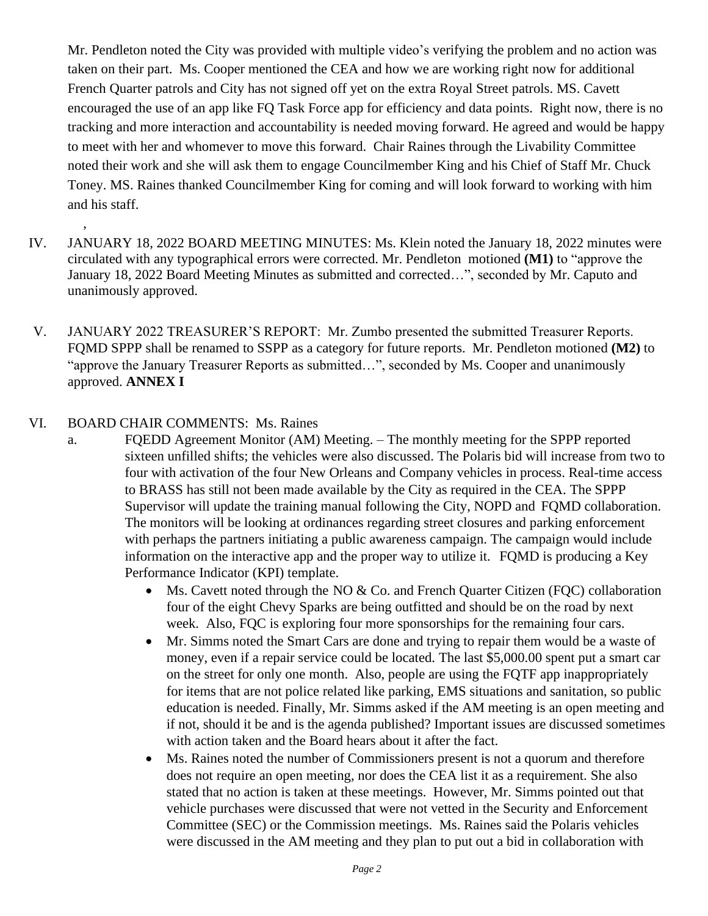Mr. Pendleton noted the City was provided with multiple video's verifying the problem and no action was taken on their part. Ms. Cooper mentioned the CEA and how we are working right now for additional French Quarter patrols and City has not signed off yet on the extra Royal Street patrols. MS. Cavett encouraged the use of an app like FQ Task Force app for efficiency and data points. Right now, there is no tracking and more interaction and accountability is needed moving forward. He agreed and would be happy to meet with her and whomever to move this forward. Chair Raines through the Livability Committee noted their work and she will ask them to engage Councilmember King and his Chief of Staff Mr. Chuck Toney. MS. Raines thanked Councilmember King for coming and will look forward to working with him and his staff.

,

IV. JANUARY 18, 2022 BOARD MEETING MINUTES: Ms. Klein noted the January 18, 2022 minutes were circulated with any typographical errors were corrected. Mr. Pendleton motioned **(M1)** to "approve the January 18, 2022 Board Meeting Minutes as submitted and corrected…", seconded by Mr. Caputo and unanimously approved.

V. JANUARY 2022 TREASURER'S REPORT: Mr. Zumbo presented the submitted Treasurer Reports. FQMD SPPP shall be renamed to SSPP as a category for future reports. Mr. Pendleton motioned **(M2)** to "approve the January Treasurer Reports as submitted…", seconded by Ms. Cooper and unanimously approved. **ANNEX I**

VI. BOARD CHAIR COMMENTS: Ms. Raines

a. FQEDD Agreement Monitor (AM) Meeting. – The monthly meeting for the SPPP reported sixteen unfilled shifts; the vehicles were also discussed. The Polaris bid will increase from two to four with activation of the four New Orleans and Company vehicles in process. Real-time access to BRASS has still not been made available by the City as required in the CEA. The SPPP Supervisor will update the training manual following the City, NOPD and FQMD collaboration. The monitors will be looking at ordinances regarding street closures and parking enforcement with perhaps the partners initiating a public awareness campaign. The campaign would include information on the interactive app and the proper way to utilize it. FQMD is producing a Key Performance Indicator (KPI) template.

- Ms. Cavett noted through the NO & Co. and French Quarter Citizen (FQC) collaboration four of the eight Chevy Sparks are being outfitted and should be on the road by next week. Also, FQC is exploring four more sponsorships for the remaining four cars.
- Mr. Simms noted the Smart Cars are done and trying to repair them would be a waste of money, even if a repair service could be located. The last $5,000.00 spent put a smart car on the street for only one month. Also, people are using the FQTF app inappropriately for items that are not police related like parking, EMS situations and sanitation, so public education is needed. Finally, Mr. Simms asked if the AM meeting is an open meeting and if not, should it be and is the agenda published? Important issues are discussed sometimes with action taken and the Board hears about it after the fact.
- Ms. Raines noted the number of Commissioners present is not a quorum and therefore does not require an open meeting, nor does the CEA list it as a requirement. She also stated that no action is taken at these meetings. However, Mr. Simms pointed out that vehicle purchases were discussed that were not vetted in the Security and Enforcement Committee (SEC) or the Commission meetings. Ms. Raines said the Polaris vehicles were discussed in the AM meeting and they plan to put out a bid in collaboration with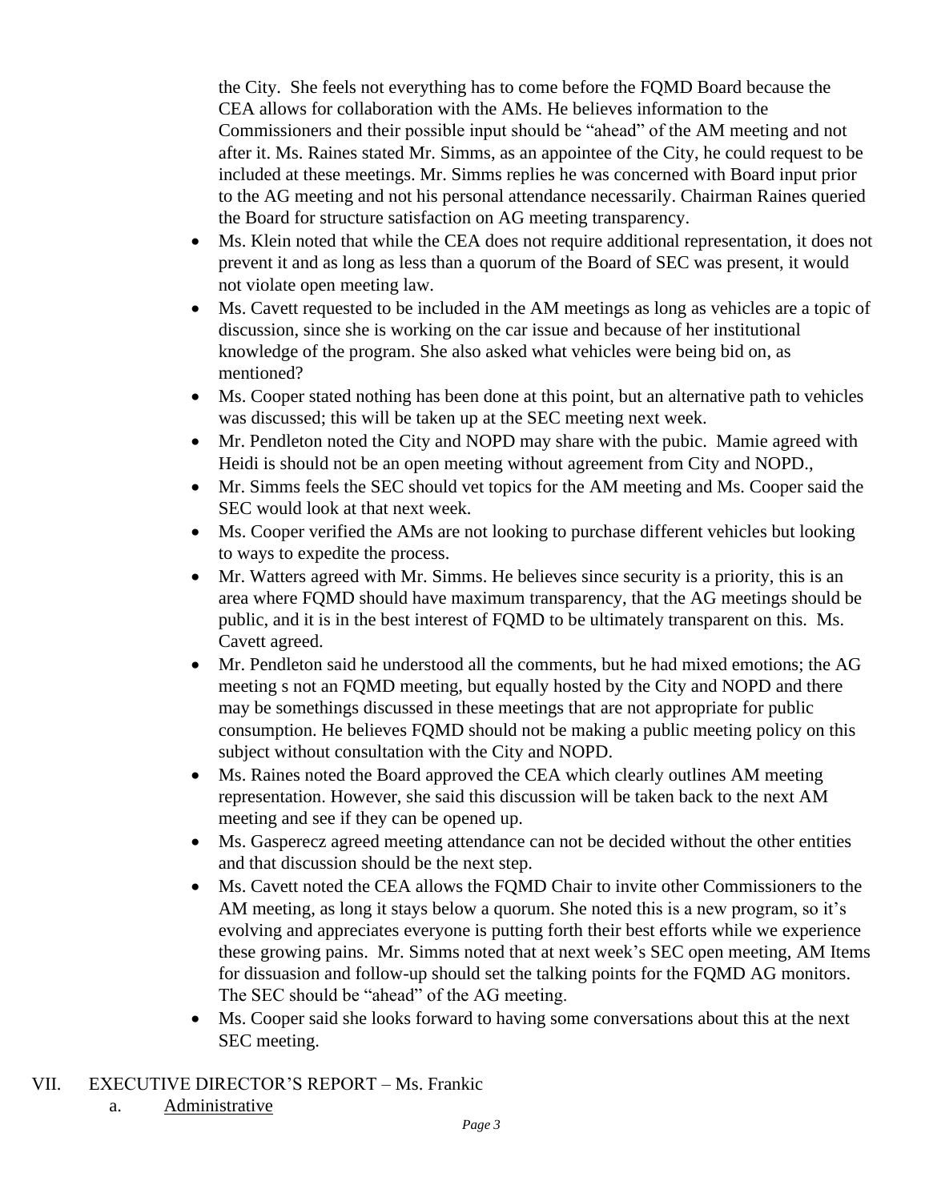the City. She feels not everything has to come before the FQMD Board because the CEA allows for collaboration with the AMs. He believes information to the Commissioners and their possible input should be "ahead" of the AM meeting and not after it. Ms. Raines stated Mr. Simms, as an appointee of the City, he could request to be included at these meetings. Mr. Simms replies he was concerned with Board input prior to the AG meeting and not his personal attendance necessarily. Chairman Raines queried the Board for structure satisfaction on AG meeting transparency.

- Ms. Klein noted that while the CEA does not require additional representation, it does not prevent it and as long as less than a quorum of the Board of SEC was present, it would not violate open meeting law.
- Ms. Cavett requested to be included in the AM meetings as long as vehicles are a topic of discussion, since she is working on the car issue and because of her institutional knowledge of the program. She also asked what vehicles were being bid on, as mentioned?
- Ms. Cooper stated nothing has been done at this point, but an alternative path to vehicles was discussed; this will be taken up at the SEC meeting next week.
- Mr. Pendleton noted the City and NOPD may share with the pubic. Mamie agreed with Heidi is should not be an open meeting without agreement from City and NOPD.,
- Mr. Simms feels the SEC should vet topics for the AM meeting and Ms. Cooper said the SEC would look at that next week.
- Ms. Cooper verified the AMs are not looking to purchase different vehicles but looking to ways to expedite the process.
- Mr. Watters agreed with Mr. Simms. He believes since security is a priority, this is an area where FQMD should have maximum transparency, that the AG meetings should be public, and it is in the best interest of FQMD to be ultimately transparent on this. Ms. Cavett agreed.
- Mr. Pendleton said he understood all the comments, but he had mixed emotions; the AG meeting s not an FQMD meeting, but equally hosted by the City and NOPD and there may be somethings discussed in these meetings that are not appropriate for public consumption. He believes FQMD should not be making a public meeting policy on this subject without consultation with the City and NOPD.
- Ms. Raines noted the Board approved the CEA which clearly outlines AM meeting representation. However, she said this discussion will be taken back to the next AM meeting and see if they can be opened up.
- Ms. Gasperecz agreed meeting attendance can not be decided without the other entities and that discussion should be the next step.
- Ms. Cavett noted the CEA allows the FQMD Chair to invite other Commissioners to the AM meeting, as long it stays below a quorum. She noted this is a new program, so it's evolving and appreciates everyone is putting forth their best efforts while we experience these growing pains. Mr. Simms noted that at next week's SEC open meeting, AM Items for dissuasion and follow-up should set the talking points for the FQMD AG monitors. The SEC should be "ahead" of the AG meeting.
- Ms. Cooper said she looks forward to having some conversations about this at the next SEC meeting.

## VII. EXECUTIVE DIRECTOR'S REPORT – Ms. Frankic

a. Administrative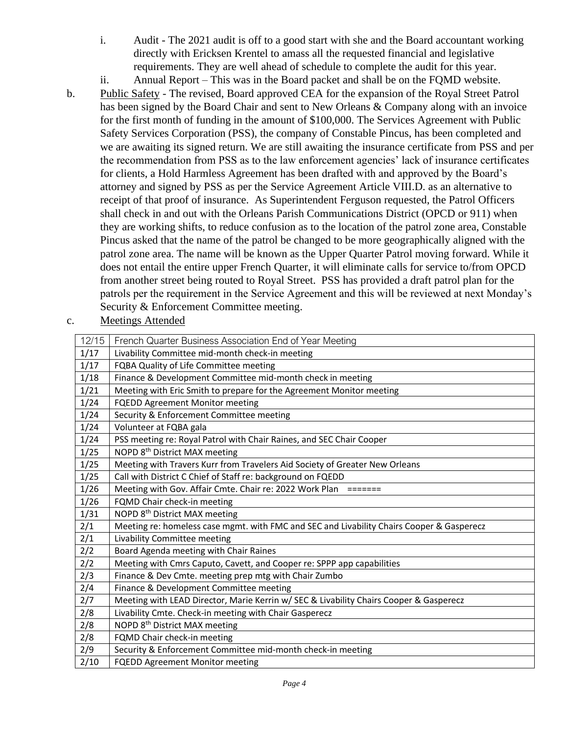i. Audit - The 2021 audit is off to a good start with she and the Board accountant working directly with Ericksen Krentel to amass all the requested financial and legislative requirements. They are well ahead of schedule to complete the audit for this year.

ii. Annual Report – This was in the Board packet and shall be on the FQMD website.

b. Public Safety - The revised, Board approved CEA for the expansion of the Royal Street Patrol has been signed by the Board Chair and sent to New Orleans & Company along with an invoice for the first month of funding in the amount of $100,000. The Services Agreement with Public Safety Services Corporation (PSS), the company of Constable Pincus, has been completed and we are awaiting its signed return. We are still awaiting the insurance certificate from PSS and per the recommendation from PSS as to the law enforcement agencies' lack of insurance certificates for clients, a Hold Harmless Agreement has been drafted with and approved by the Board's attorney and signed by PSS as per the Service Agreement Article VIII.D. as an alternative to receipt of that proof of insurance. As Superintendent Ferguson requested, the Patrol Officers shall check in and out with the Orleans Parish Communications District (OPCD or 911) when they are working shifts, to reduce confusion as to the location of the patrol zone area, Constable Pincus asked that the name of the patrol be changed to be more geographically aligned with the patrol zone area. The name will be known as the Upper Quarter Patrol moving forward. While it does not entail the entire upper French Quarter, it will eliminate calls for service to/from OPCD from another street being routed to Royal Street. PSS has provided a draft patrol plan for the patrols per the requirement in the Service Agreement and this will be reviewed at next Monday's Security & Enforcement Committee meeting.

c. Meetings Attended

| | |
|---|---|
| 12/15 | French Quarter Business Association End of Year Meeting |
| 1/17 | Livability Committee mid-month check-in meeting |
| 1/17 | FQBA Quality of Life Committee meeting |
| 1/18 | Finance & Development Committee mid-month check in meeting |
| 1/21 | Meeting with Eric Smith to prepare for the Agreement Monitor meeting |
| 1/24 | FQEDD Agreement Monitor meeting |
| 1/24 | Security & Enforcement Committee meeting |
| 1/24 | Volunteer at FQBA gala |
| 1/24 | PSS meeting re: Royal Patrol with Chair Raines, and SEC Chair Cooper |
| 1/25 | NOPD 8th District MAX meeting |
| 1/25 | Meeting with Travers Kurr from Travelers Aid Society of Greater New Orleans |
| 1/25 | Call with District C Chief of Staff re: background on FQEDD |
| 1/26 | Meeting with Gov. Affair Cmte. Chair re: 2022 Work Plan ======= |
| 1/26 | FQMD Chair check-in meeting |
| 1/31 | NOPD 8th District MAX meeting |
| 2/1 | Meeting re: homeless case mgmt. with FMC and SEC and Livability Chairs Cooper & Gasperecz |
| 2/1 | Livability Committee meeting |
| 2/2 | Board Agenda meeting with Chair Raines |
| 2/2 | Meeting with Cmrs Caputo, Cavett, and Cooper re: SPPP app capabilities |
| 2/3 | Finance & Dev Cmte. meeting prep mtg with Chair Zumbo |
| 2/4 | Finance & Development Committee meeting |
| 2/7 | Meeting with LEAD Director, Marie Kerrin w/ SEC & Livability Chairs Cooper & Gasperecz |
| 2/8 | Livability Cmte. Check-in meeting with Chair Gasperecz |
| 2/8 | NOPD 8th District MAX meeting |
| 2/8 | FQMD Chair check-in meeting |
| 2/9 | Security & Enforcement Committee mid-month check-in meeting |
| 2/10 | FQEDD Agreement Monitor meeting |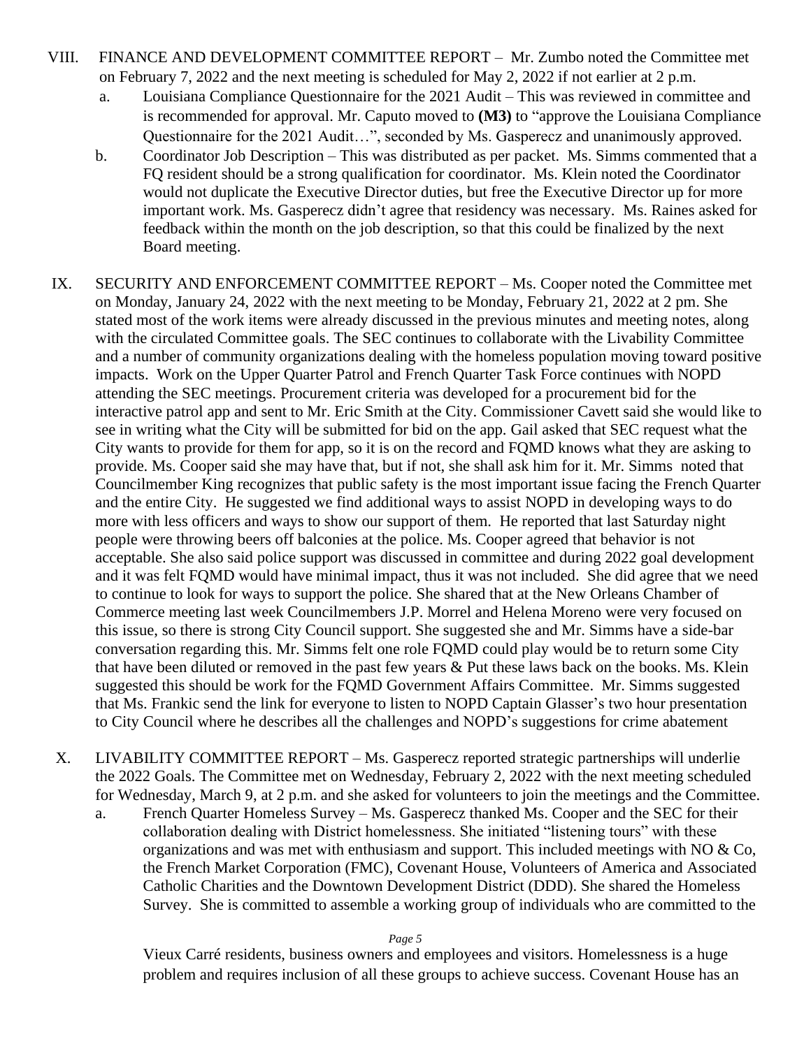VIII. FINANCE AND DEVELOPMENT COMMITTEE REPORT – Mr. Zumbo noted the Committee met on February 7, 2022 and the next meeting is scheduled for May 2, 2022 if not earlier at 2 p.m.

a. Louisiana Compliance Questionnaire for the 2021 Audit – This was reviewed in committee and is recommended for approval. Mr. Caputo moved to **(M3)** to "approve the Louisiana Compliance Questionnaire for the 2021 Audit…", seconded by Ms. Gasperecz and unanimously approved.

b. Coordinator Job Description – This was distributed as per packet. Ms. Simms commented that a FQ resident should be a strong qualification for coordinator. Ms. Klein noted the Coordinator would not duplicate the Executive Director duties, but free the Executive Director up for more important work. Ms. Gasperecz didn't agree that residency was necessary. Ms. Raines asked for feedback within the month on the job description, so that this could be finalized by the next Board meeting.

IX. SECURITY AND ENFORCEMENT COMMITTEE REPORT – Ms. Cooper noted the Committee met on Monday, January 24, 2022 with the next meeting to be Monday, February 21, 2022 at 2 pm. She stated most of the work items were already discussed in the previous minutes and meeting notes, along with the circulated Committee goals. The SEC continues to collaborate with the Livability Committee and a number of community organizations dealing with the homeless population moving toward positive impacts. Work on the Upper Quarter Patrol and French Quarter Task Force continues with NOPD attending the SEC meetings. Procurement criteria was developed for a procurement bid for the interactive patrol app and sent to Mr. Eric Smith at the City. Commissioner Cavett said she would like to see in writing what the City will be submitted for bid on the app. Gail asked that SEC request what the City wants to provide for them for app, so it is on the record and FQMD knows what they are asking to provide. Ms. Cooper said she may have that, but if not, she shall ask him for it. Mr. Simms noted that Councilmember King recognizes that public safety is the most important issue facing the French Quarter and the entire City. He suggested we find additional ways to assist NOPD in developing ways to do more with less officers and ways to show our support of them. He reported that last Saturday night people were throwing beers off balconies at the police. Ms. Cooper agreed that behavior is not acceptable. She also said police support was discussed in committee and during 2022 goal development and it was felt FQMD would have minimal impact, thus it was not included. She did agree that we need to continue to look for ways to support the police. She shared that at the New Orleans Chamber of Commerce meeting last week Councilmembers J.P. Morrel and Helena Moreno were very focused on this issue, so there is strong City Council support. She suggested she and Mr. Simms have a side-bar conversation regarding this. Mr. Simms felt one role FQMD could play would be to return some City that have been diluted or removed in the past few years & Put these laws back on the books. Ms. Klein suggested this should be work for the FQMD Government Affairs Committee. Mr. Simms suggested that Ms. Frankic send the link for everyone to listen to NOPD Captain Glasser's two hour presentation to City Council where he describes all the challenges and NOPD's suggestions for crime abatement

X. LIVABILITY COMMITTEE REPORT – Ms. Gasperecz reported strategic partnerships will underlie the 2022 Goals. The Committee met on Wednesday, February 2, 2022 with the next meeting scheduled for Wednesday, March 9, at 2 p.m. and she asked for volunteers to join the meetings and the Committee.

a. French Quarter Homeless Survey – Ms. Gasperecz thanked Ms. Cooper and the SEC for their collaboration dealing with District homelessness. She initiated "listening tours" with these organizations and was met with enthusiasm and support. This included meetings with NO & Co, the French Market Corporation (FMC), Covenant House, Volunteers of America and Associated Catholic Charities and the Downtown Development District (DDD). She shared the Homeless Survey. She is committed to assemble a working group of individuals who are committed to the Vieux Carré residents, business owners and employees and visitors. Homelessness is a huge problem and requires inclusion of all these groups to achieve success. Covenant House has an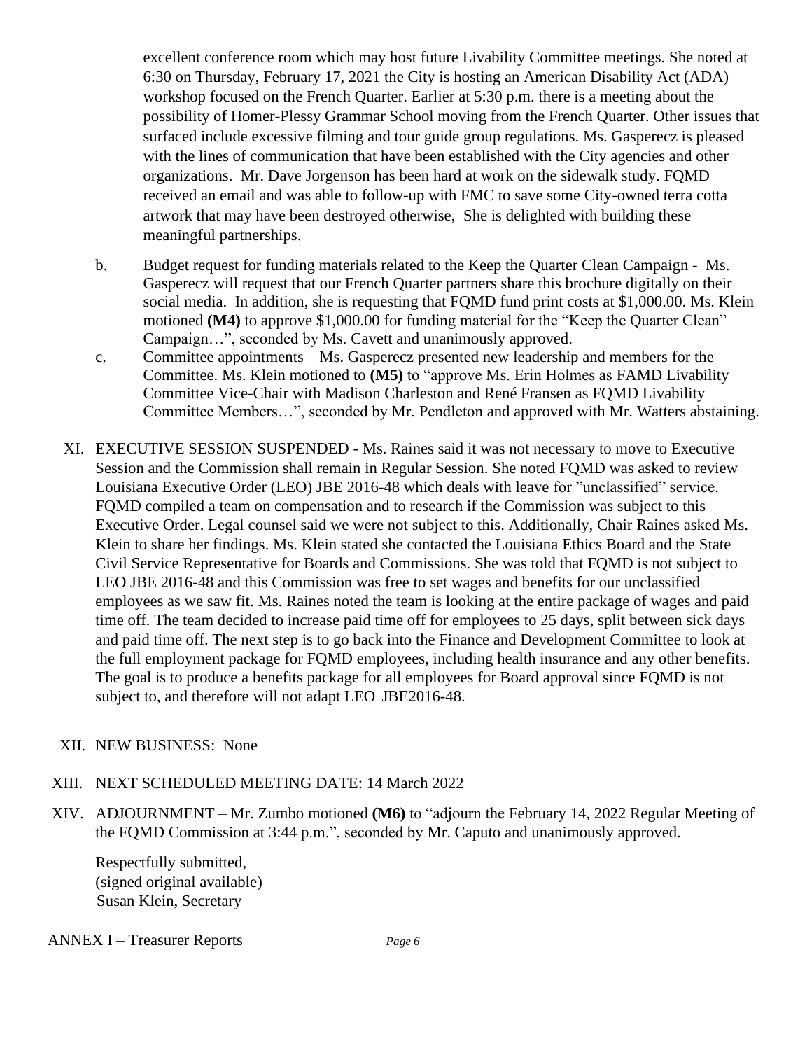excellent conference room which may host future Livability Committee meetings. She noted at 6:30 on Thursday, February 17, 2021 the City is hosting an American Disability Act (ADA) workshop focused on the French Quarter. Earlier at 5:30 p.m. there is a meeting about the possibility of Homer-Plessy Grammar School moving from the French Quarter. Other issues that surfaced include excessive filming and tour guide group regulations. Ms. Gasperecz is pleased with the lines of communication that have been established with the City agencies and other organizations. Mr. Dave Jorgenson has been hard at work on the sidewalk study. FQMD received an email and was able to follow-up with FMC to save some City-owned terra cotta artwork that may have been destroyed otherwise, She is delighted with building these meaningful partnerships.

b. Budget request for funding materials related to the Keep the Quarter Clean Campaign - Ms. Gasperecz will request that our French Quarter partners share this brochure digitally on their social media. In addition, she is requesting that FQMD fund print costs at $1,000.00. Ms. Klein motioned **(M4)** to approve $1,000.00 for funding material for the "Keep the Quarter Clean" Campaign…", seconded by Ms. Cavett and unanimously approved.

c. Committee appointments – Ms. Gasperecz presented new leadership and members for the Committee. Ms. Klein motioned to **(M5)** to "approve Ms. Erin Holmes as FAMD Livability Committee Vice-Chair with Madison Charleston and René Fransen as FQMD Livability Committee Members…", seconded by Mr. Pendleton and approved with Mr. Watters abstaining.

XI. EXECUTIVE SESSION SUSPENDED - Ms. Raines said it was not necessary to move to Executive Session and the Commission shall remain in Regular Session. She noted FQMD was asked to review Louisiana Executive Order (LEO) JBE 2016-48 which deals with leave for "unclassified" service. FQMD compiled a team on compensation and to research if the Commission was subject to this Executive Order. Legal counsel said we were not subject to this. Additionally, Chair Raines asked Ms. Klein to share her findings. Ms. Klein stated she contacted the Louisiana Ethics Board and the State Civil Service Representative for Boards and Commissions. She was told that FQMD is not subject to LEO JBE 2016-48 and this Commission was free to set wages and benefits for our unclassified employees as we saw fit. Ms. Raines noted the team is looking at the entire package of wages and paid time off. The team decided to increase paid time off for employees to 25 days, split between sick days and paid time off. The next step is to go back into the Finance and Development Committee to look at the full employment package for FQMD employees, including health insurance and any other benefits. The goal is to produce a benefits package for all employees for Board approval since FQMD is not subject to, and therefore will not adapt LEO JBE2016-48.

XII. NEW BUSINESS: None

XIII. NEXT SCHEDULED MEETING DATE: 14 March 2022

XIV. ADJOURNMENT – Mr. Zumbo motioned **(M6)** to "adjourn the February 14, 2022 Regular Meeting of the FQMD Commission at 3:44 p.m.", seconded by Mr. Caputo and unanimously approved.

Respectfully submitted,
(signed original available)
Susan Klein, Secretary

ANNEX I – Treasurer Reports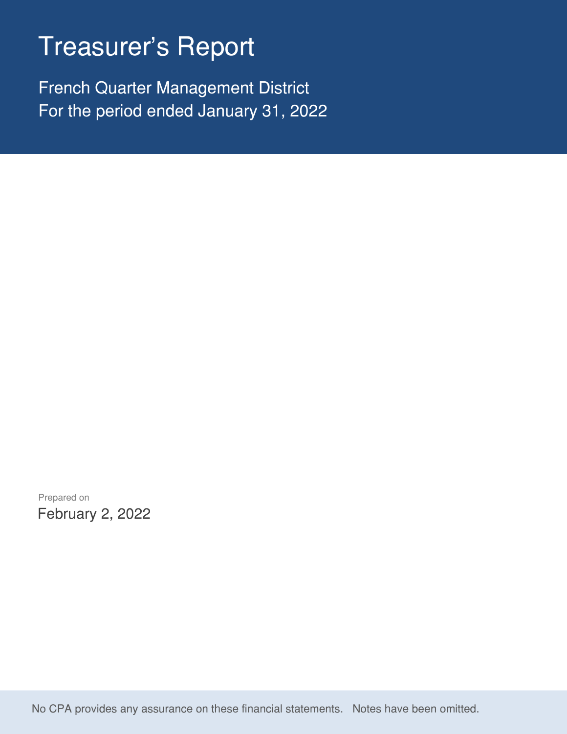# Treasurer's Report

French Quarter Management District
For the period ended January 31, 2022

Prepared on
February 2, 2022

No CPA provides any assurance on these financial statements. Notes have been omitted.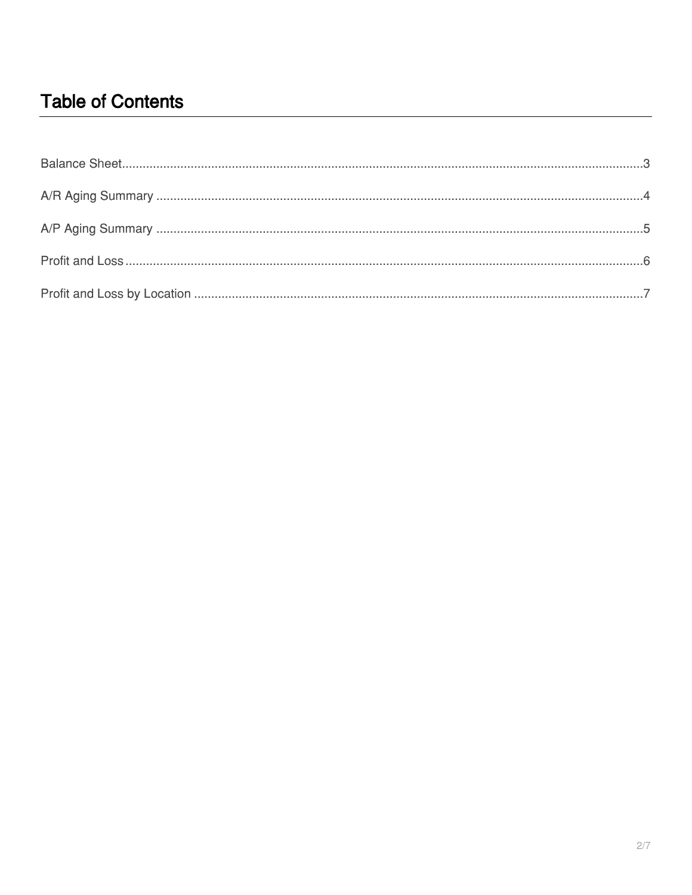# Table of Contents

Balance Sheet....................................................................................................................................................3

A/R Aging Summary ..........................................................................................................................................4

A/P Aging Summary ..........................................................................................................................................5

Profit and Loss...................................................................................................................................................6

Profit and Loss by Location ...............................................................................................................................7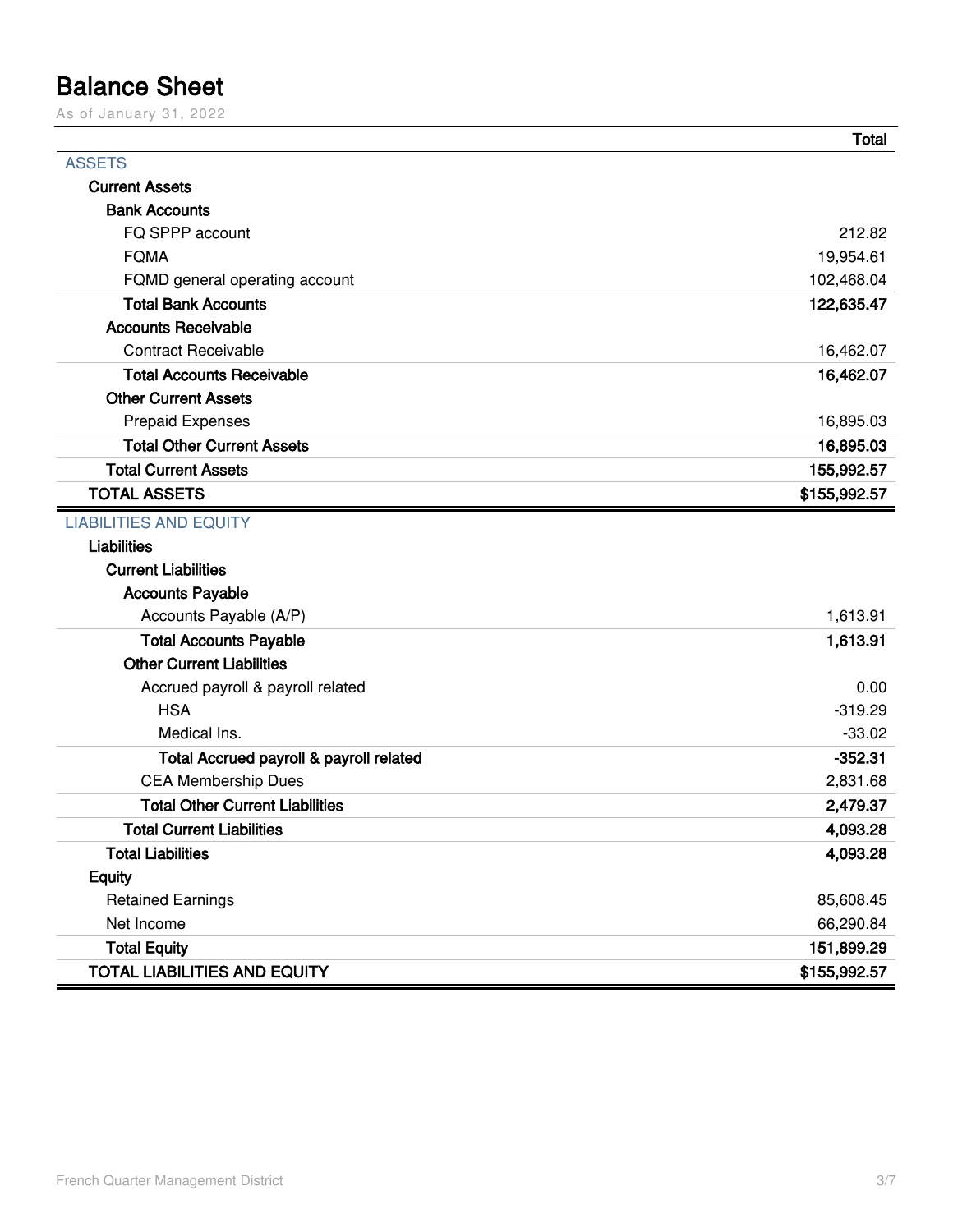# Balance Sheet

As of January 31, 2022

| | Total |
|---|---|
| **ASSETS** | |
| **Current Assets** | |
| **Bank Accounts** | |
| FQ SPPP account | 212.82 |
| FQMA | 19,954.61 |
| FQMD general operating account | 102,468.04 |
| **Total Bank Accounts** | **122,635.47** |
| **Accounts Receivable** | |
| Contract Receivable | 16,462.07 |
| **Total Accounts Receivable** | **16,462.07** |
| **Other Current Assets** | |
| Prepaid Expenses | 16,895.03 |
| **Total Other Current Assets** | **16,895.03** |
| **Total Current Assets** | **155,992.57** |
| **TOTAL ASSETS** | **$155,992.57** |
| **LIABILITIES AND EQUITY** | |
| **Liabilities** | |
| **Current Liabilities** | |
| **Accounts Payable** | |
| Accounts Payable (A/P) | 1,613.91 |
| **Total Accounts Payable** | **1,613.91** |
| **Other Current Liabilities** | |
| Accrued payroll & payroll related | 0.00 |
| HSA | -319.29 |
| Medical Ins. | -33.02 |
| **Total Accrued payroll & payroll related** | **-352.31** |
| CEA Membership Dues | 2,831.68 |
| **Total Other Current Liabilities** | **2,479.37** |
| **Total Current Liabilities** | **4,093.28** |
| **Total Liabilities** | **4,093.28** |
| **Equity** | |
| Retained Earnings | 85,608.45 |
| Net Income | 66,290.84 |
| **Total Equity** | **151,899.29** |
| **TOTAL LIABILITIES AND EQUITY** | **$155,992.57** |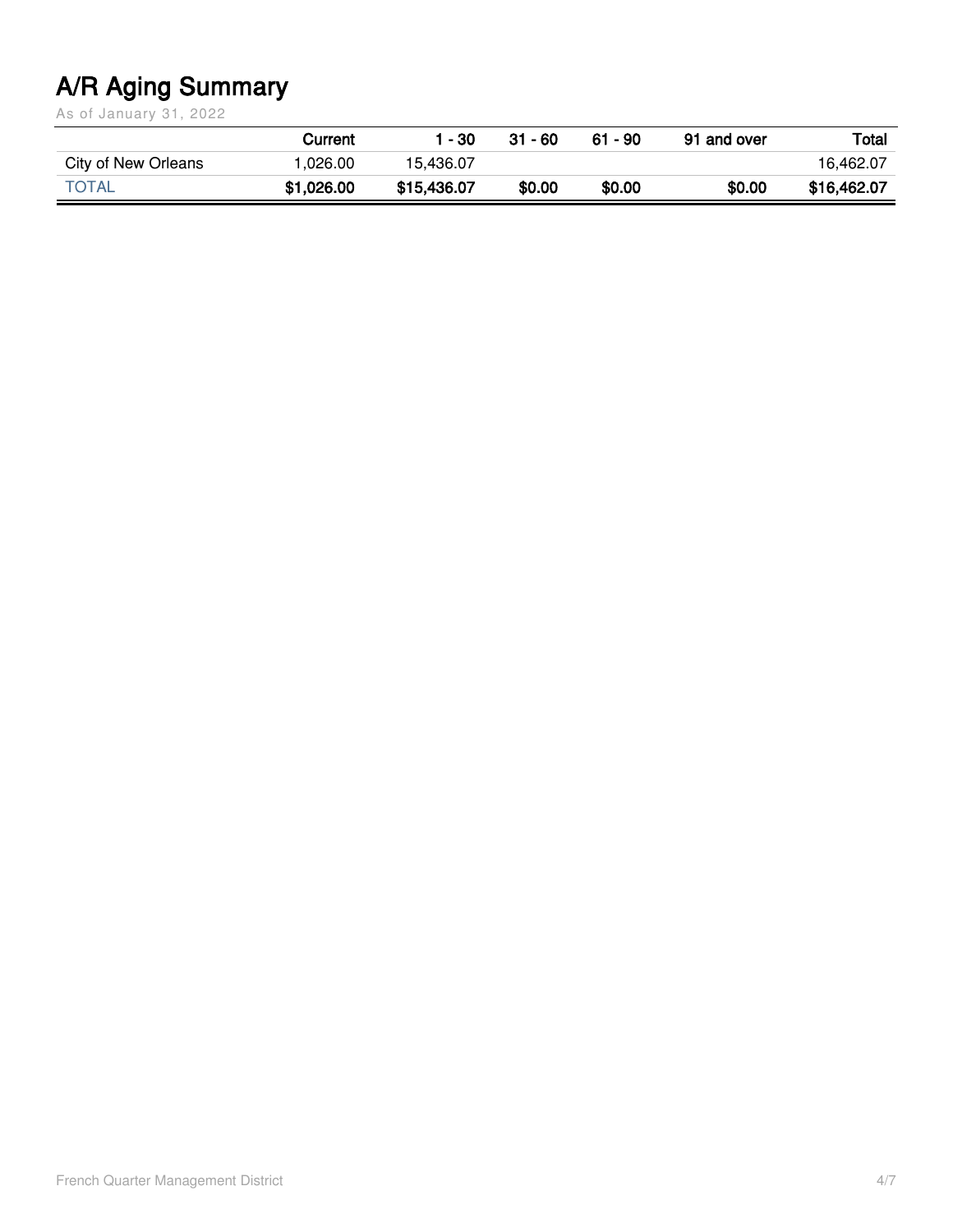# A/R Aging Summary

As of January 31, 2022

| | Current | 1 - 30 | 31 - 60 | 61 - 90 | 91 and over | Total |
|---|---|---|---|---|---|---|
| City of New Orleans | 1,026.00 | 15,436.07 | | | | 16,462.07 |
| TOTAL | **$1,026.00** | **$15,436.07** | **$0.00** | **$0.00** | **$0.00** | **$16,462.07** |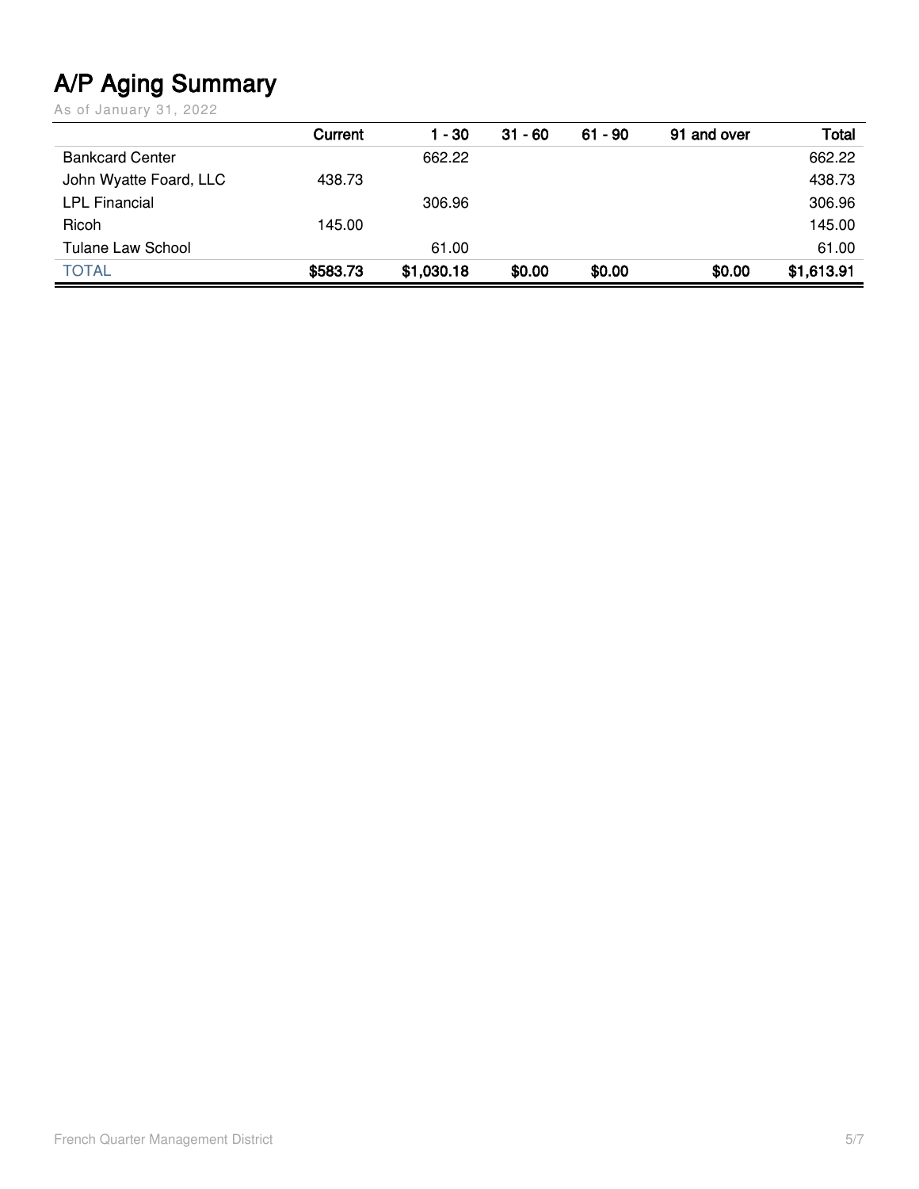# A/P Aging Summary

As of January 31, 2022

| | Current | 1 - 30 | 31 - 60 | 61 - 90 | 91 and over | Total |
|---|---|---|---|---|---|---|
| Bankcard Center | | 662.22 | | | | 662.22 |
| John Wyatte Foard, LLC | 438.73 | | | | | 438.73 |
| LPL Financial | | 306.96 | | | | 306.96 |
| Ricoh | 145.00 | | | | | 145.00 |
| Tulane Law School | | 61.00 | | | | 61.00 |
| TOTAL | **$583.73** | **$1,030.18** | **$0.00** | **$0.00** | **$0.00** | **$1,613.91** |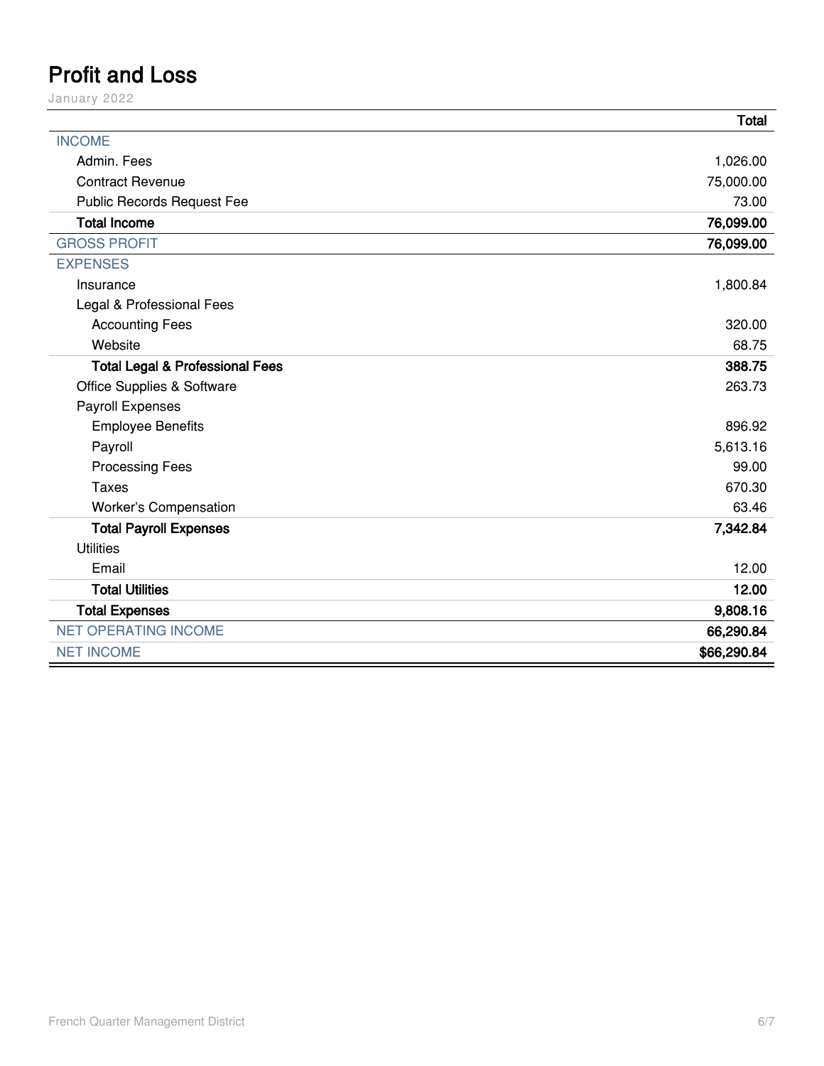# Profit and Loss

January 2022

| | Total |
|---|---|
| INCOME | |
| Admin. Fees | 1,026.00 |
| Contract Revenue | 75,000.00 |
| Public Records Request Fee | 73.00 |
| **Total Income** | **76,099.00** |
| GROSS PROFIT | **76,099.00** |
| EXPENSES | |
| Insurance | 1,800.84 |
| Legal & Professional Fees | |
| Accounting Fees | 320.00 |
| Website | 68.75 |
| **Total Legal & Professional Fees** | **388.75** |
| Office Supplies & Software | 263.73 |
| Payroll Expenses | |
| Employee Benefits | 896.92 |
| Payroll | 5,613.16 |
| Processing Fees | 99.00 |
| Taxes | 670.30 |
| Worker's Compensation | 63.46 |
| **Total Payroll Expenses** | **7,342.84** |
| Utilities | |
| Email | 12.00 |
| **Total Utilities** | **12.00** |
| **Total Expenses** | **9,808.16** |
| NET OPERATING INCOME | **66,290.84** |
| NET INCOME | **$66,290.84** |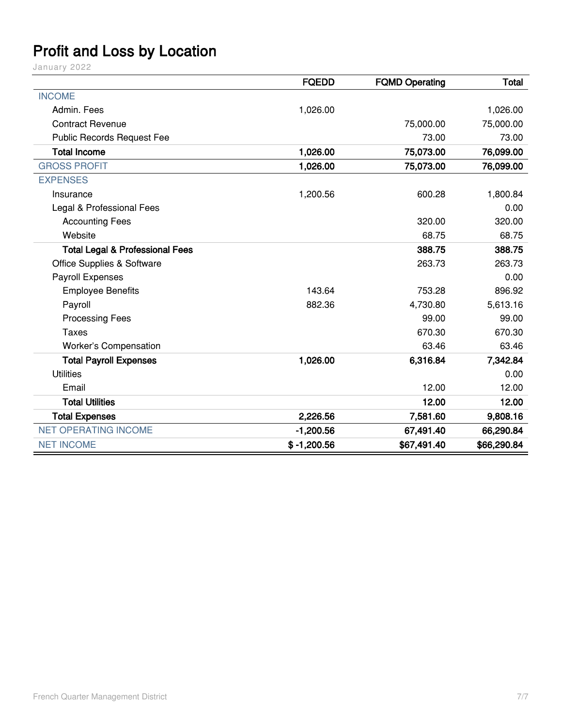# Profit and Loss by Location

January 2022

| | FQEDD | FQMD Operating | Total |
|---|---|---|---|
| INCOME | | | |
| Admin. Fees | 1,026.00 | | 1,026.00 |
| Contract Revenue | | 75,000.00 | 75,000.00 |
| Public Records Request Fee | | 73.00 | 73.00 |
| **Total Income** | **1,026.00** | **75,073.00** | **76,099.00** |
| GROSS PROFIT | 1,026.00 | 75,073.00 | 76,099.00 |
| EXPENSES | | | |
| Insurance | 1,200.56 | 600.28 | 1,800.84 |
| Legal & Professional Fees | | | 0.00 |
| Accounting Fees | | 320.00 | 320.00 |
| Website | | 68.75 | 68.75 |
| **Total Legal & Professional Fees** | | **388.75** | **388.75** |
| Office Supplies & Software | | 263.73 | 263.73 |
| Payroll Expenses | | | 0.00 |
| Employee Benefits | 143.64 | 753.28 | 896.92 |
| Payroll | 882.36 | 4,730.80 | 5,613.16 |
| Processing Fees | | 99.00 | 99.00 |
| Taxes | | 670.30 | 670.30 |
| Worker's Compensation | | 63.46 | 63.46 |
| **Total Payroll Expenses** | **1,026.00** | **6,316.84** | **7,342.84** |
| Utilities | | | 0.00 |
| Email | | 12.00 | 12.00 |
| **Total Utilities** | | **12.00** | **12.00** |
| **Total Expenses** | **2,226.56** | **7,581.60** | **9,808.16** |
| NET OPERATING INCOME | -1,200.56 | 67,491.40 | 66,290.84 |
| NET INCOME | $ -1,200.56 | $67,491.40 | $66,290.84 |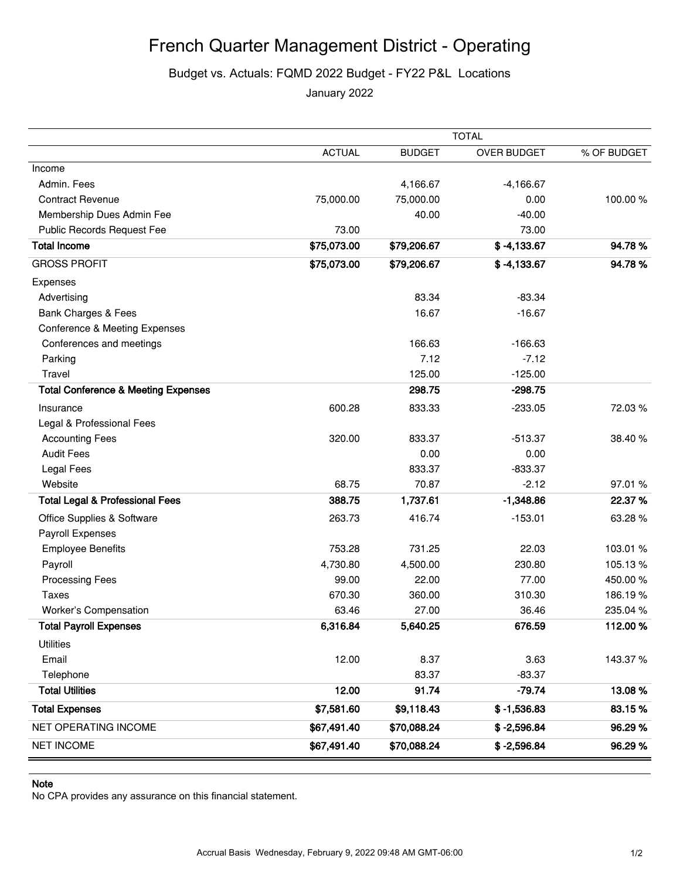# French Quarter Management District - Operating

Budget vs. Actuals: FQMD 2022 Budget - FY22 P&L Locations

January 2022

| | TOTAL | | | |
|---|---|---|---|---|
| | ACTUAL | BUDGET | OVER BUDGET | % OF BUDGET |
| Income | | | | |
| Admin. Fees | | 4,166.67 | -4,166.67 | |
| Contract Revenue | 75,000.00 | 75,000.00 | 0.00 | 100.00 % |
| Membership Dues Admin Fee | | 40.00 | -40.00 | |
| Public Records Request Fee | 73.00 | | 73.00 | |
| **Total Income** | **$75,073.00** | **$79,206.67** | **$ -4,133.67** | **94.78 %** |
| GROSS PROFIT | **$75,073.00** | **$79,206.67** | **$ -4,133.67** | **94.78 %** |
| Expenses | | | | |
| Advertising | | 83.34 | -83.34 | |
| Bank Charges & Fees | | 16.67 | -16.67 | |
| Conference & Meeting Expenses | | | | |
| Conferences and meetings | | 166.63 | -166.63 | |
| Parking | | 7.12 | -7.12 | |
| Travel | | 125.00 | -125.00 | |
| **Total Conference & Meeting Expenses** | | **298.75** | **-298.75** | |
| Insurance | 600.28 | 833.33 | -233.05 | 72.03 % |
| Legal & Professional Fees | | | | |
| Accounting Fees | 320.00 | 833.37 | -513.37 | 38.40 % |
| Audit Fees | | 0.00 | 0.00 | |
| Legal Fees | | 833.37 | -833.37 | |
| Website | 68.75 | 70.87 | -2.12 | 97.01 % |
| **Total Legal & Professional Fees** | **388.75** | **1,737.61** | **-1,348.86** | **22.37 %** |
| Office Supplies & Software | 263.73 | 416.74 | -153.01 | 63.28 % |
| Payroll Expenses | | | | |
| Employee Benefits | 753.28 | 731.25 | 22.03 | 103.01 % |
| Payroll | 4,730.80 | 4,500.00 | 230.80 | 105.13 % |
| Processing Fees | 99.00 | 22.00 | 77.00 | 450.00 % |
| Taxes | 670.30 | 360.00 | 310.30 | 186.19 % |
| Worker's Compensation | 63.46 | 27.00 | 36.46 | 235.04 % |
| **Total Payroll Expenses** | **6,316.84** | **5,640.25** | **676.59** | **112.00 %** |
| Utilities | | | | |
| Email | 12.00 | 8.37 | 3.63 | 143.37 % |
| Telephone | | 83.37 | -83.37 | |
| **Total Utilities** | **12.00** | **91.74** | **-79.74** | **13.08 %** |
| **Total Expenses** | **$7,581.60** | **$9,118.43** | **$ -1,536.83** | **83.15 %** |
| NET OPERATING INCOME | **$67,491.40** | **$70,088.24** | **$ -2,596.84** | **96.29 %** |
| NET INCOME | **$67,491.40** | **$70,088.24** | **$ -2,596.84** | **96.29 %** |

**Note**

No CPA provides any assurance on this financial statement.

Accrual Basis Wednesday, February 9, 2022 09:48 AM GMT-06:00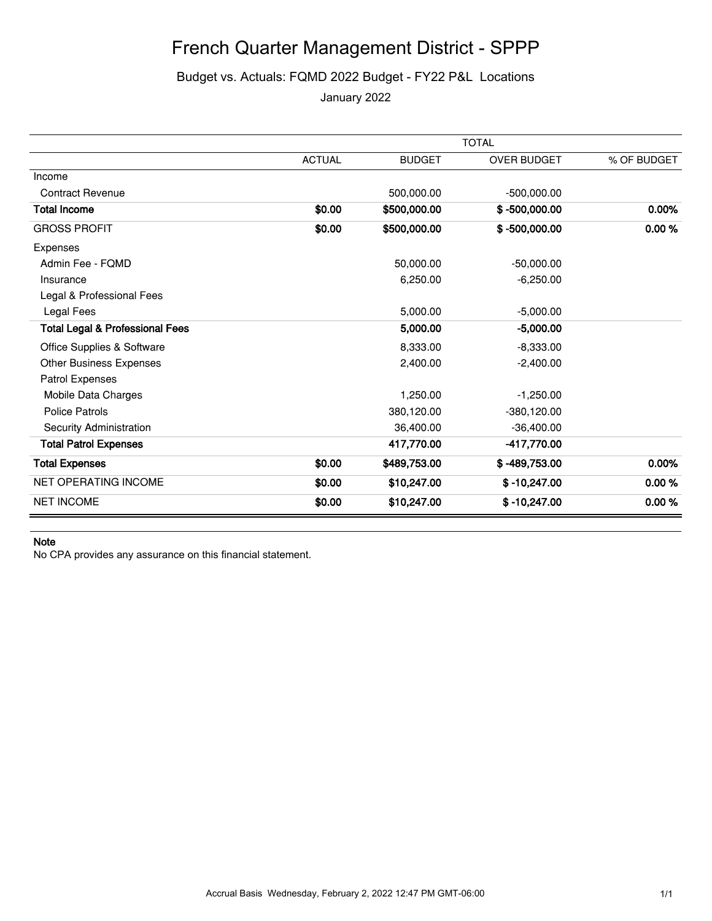# French Quarter Management District - SPPP

## Budget vs. Actuals: FQMD 2022 Budget - FY22 P&L Locations

January 2022

| | TOTAL | | | |
|---|---|---|---|---|
| | ACTUAL | BUDGET | OVER BUDGET | % OF BUDGET |
| Income | | | | |
| Contract Revenue | | 500,000.00 | -500,000.00 | |
| **Total Income** | **$0.00** | **$500,000.00** | **$ -500,000.00** | **0.00%** |
| GROSS PROFIT | **$0.00** | **$500,000.00** | **$ -500,000.00** | **0.00 %** |
| Expenses | | | | |
| Admin Fee - FQMD | | 50,000.00 | -50,000.00 | |
| Insurance | | 6,250.00 | -6,250.00 | |
| Legal & Professional Fees | | | | |
| Legal Fees | | 5,000.00 | -5,000.00 | |
| **Total Legal & Professional Fees** | | **5,000.00** | **-5,000.00** | |
| Office Supplies & Software | | 8,333.00 | -8,333.00 | |
| Other Business Expenses | | 2,400.00 | -2,400.00 | |
| Patrol Expenses | | | | |
| Mobile Data Charges | | 1,250.00 | -1,250.00 | |
| Police Patrols | | 380,120.00 | -380,120.00 | |
| Security Administration | | 36,400.00 | -36,400.00 | |
| **Total Patrol Expenses** | | **417,770.00** | **-417,770.00** | |
| **Total Expenses** | **$0.00** | **$489,753.00** | **$ -489,753.00** | **0.00%** |
| NET OPERATING INCOME | **$0.00** | **$10,247.00** | **$ -10,247.00** | **0.00 %** |
| NET INCOME | **$0.00** | **$10,247.00** | **$ -10,247.00** | **0.00 %** |

**Note**

No CPA provides any assurance on this financial statement.

Accrual Basis Wednesday, February 2, 2022 12:47 PM GMT-06:00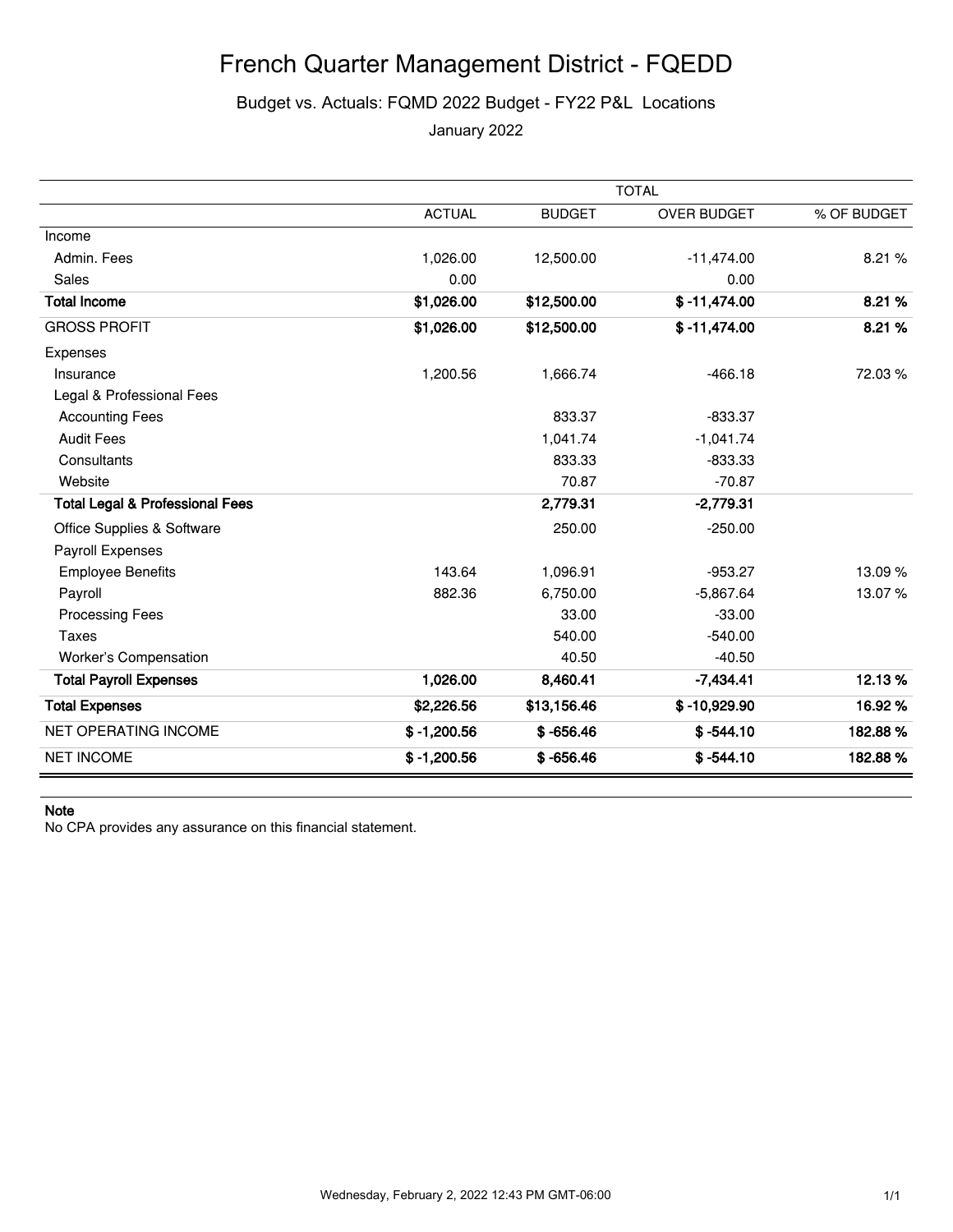# French Quarter Management District - FQEDD

## Budget vs. Actuals: FQMD 2022 Budget - FY22 P&L Locations

January 2022

| | TOTAL | | | |
|---|---|---|---|---|
| | ACTUAL | BUDGET | OVER BUDGET | % OF BUDGET |
| Income | | | | |
| Admin. Fees | 1,026.00 | 12,500.00 | -11,474.00 | 8.21 % |
| Sales | 0.00 | | 0.00 | |
| **Total Income** | **$1,026.00** | **$12,500.00** | **$ -11,474.00** | **8.21 %** |
| GROSS PROFIT | **$1,026.00** | **$12,500.00** | **$ -11,474.00** | **8.21 %** |
| Expenses | | | | |
| Insurance | 1,200.56 | 1,666.74 | -466.18 | 72.03 % |
| Legal & Professional Fees | | | | |
| Accounting Fees | | 833.37 | -833.37 | |
| Audit Fees | | 1,041.74 | -1,041.74 | |
| Consultants | | 833.33 | -833.33 | |
| Website | | 70.87 | -70.87 | |
| **Total Legal & Professional Fees** | | **2,779.31** | **-2,779.31** | |
| Office Supplies & Software | | 250.00 | -250.00 | |
| Payroll Expenses | | | | |
| Employee Benefits | 143.64 | 1,096.91 | -953.27 | 13.09 % |
| Payroll | 882.36 | 6,750.00 | -5,867.64 | 13.07 % |
| Processing Fees | | 33.00 | -33.00 | |
| Taxes | | 540.00 | -540.00 | |
| Worker's Compensation | | 40.50 | -40.50 | |
| **Total Payroll Expenses** | **1,026.00** | **8,460.41** | **-7,434.41** | **12.13 %** |
| **Total Expenses** | **$2,226.56** | **$13,156.46** | **$ -10,929.90** | **16.92 %** |
| NET OPERATING INCOME | **$ -1,200.56** | **$ -656.46** | **$ -544.10** | **182.88 %** |
| NET INCOME | **$ -1,200.56** | **$ -656.46** | **$ -544.10** | **182.88 %** |

**Note**

No CPA provides any assurance on this financial statement.

Wednesday, February 2, 2022 12:43 PM GMT-06:00